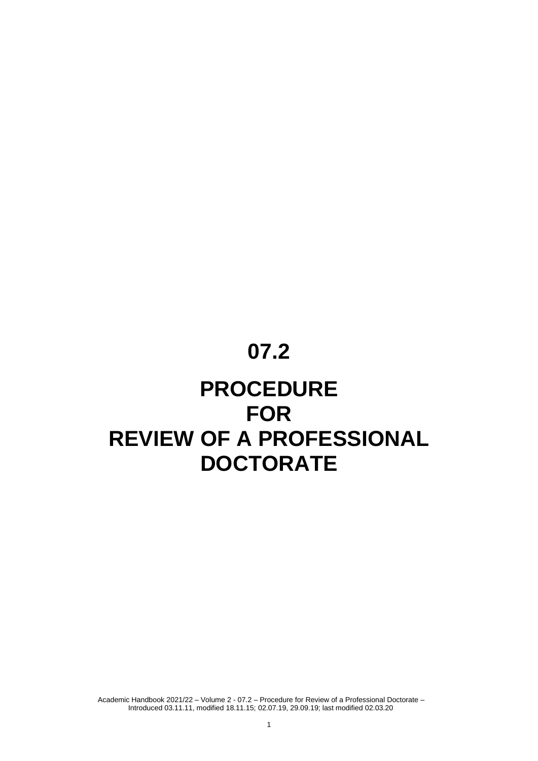# 07.2

# PROCEDURE FOR REVIEW OF A PROFESSIONAL DOCTORATE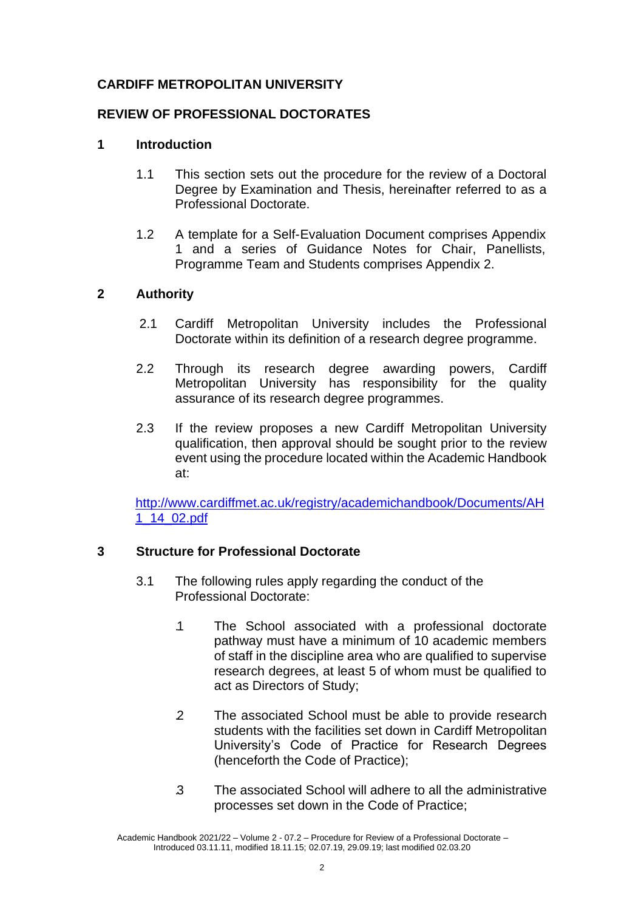**CARDIFF METROPOLITAN UNIVERSITY**

**REVIEW OF PROFESSIONAL DOCTORATES**

## 1 Introduction

1.1 This section sets out the procedure for the review of a Doctoral Degree by Examination and Thesis, hereinafter referred to as a Professional Doctorate.

1.2 A template for a Self-Evaluation Document comprises Appendix 1 and a series of Guidance Notes for Chair, Panellists, Programme Team and Students comprises Appendix 2.

## 2 Authority

2.1 Cardiff Metropolitan University includes the Professional Doctorate within its definition of a research degree programme.

2.2 Through its research degree awarding powers, Cardiff Metropolitan University has responsibility for the quality assurance of its research degree programmes.

2.3 If the review proposes a new Cardiff Metropolitan University qualification, then approval should be sought prior to the review event using the procedure located within the Academic Handbook at:

http://www.cardiffmet.ac.uk/registry/academichandbook/Documents/AH1_14_02.pdf

## 3 Structure for Professional Doctorate

3.1 The following rules apply regarding the conduct of the Professional Doctorate:

.1 The School associated with a professional doctorate pathway must have a minimum of 10 academic members of staff in the discipline area who are qualified to supervise research degrees, at least 5 of whom must be qualified to act as Directors of Study;

.2 The associated School must be able to provide research students with the facilities set down in Cardiff Metropolitan University's Code of Practice for Research Degrees (henceforth the Code of Practice);

.3 The associated School will adhere to all the administrative processes set down in the Code of Practice;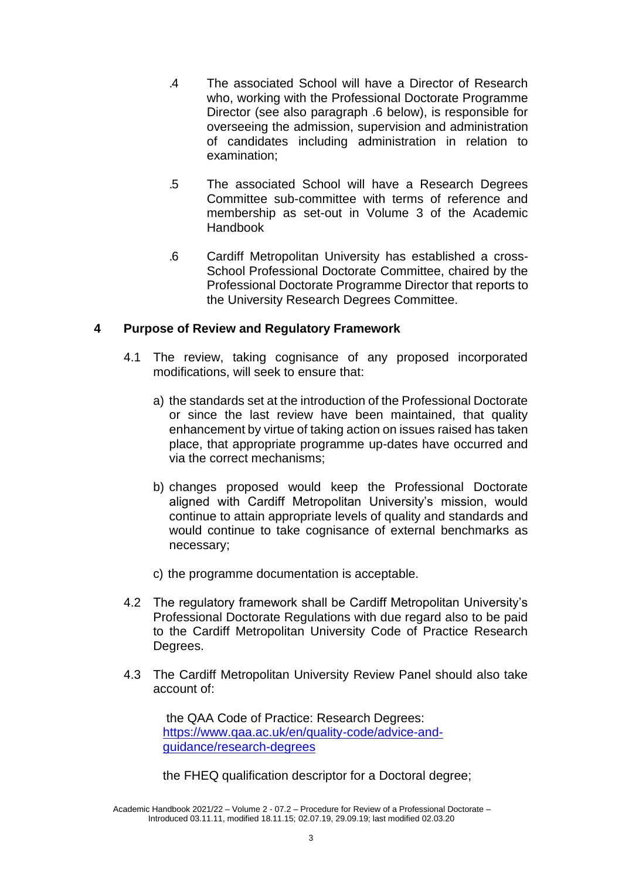.4 The associated School will have a Director of Research who, working with the Professional Doctorate Programme Director (see also paragraph .6 below), is responsible for overseeing the admission, supervision and administration of candidates including administration in relation to examination;

.5 The associated School will have a Research Degrees Committee sub-committee with terms of reference and membership as set-out in Volume 3 of the Academic Handbook

.6 Cardiff Metropolitan University has established a cross-School Professional Doctorate Committee, chaired by the Professional Doctorate Programme Director that reports to the University Research Degrees Committee.

## 4 Purpose of Review and Regulatory Framework

4.1 The review, taking cognisance of any proposed incorporated modifications, will seek to ensure that:

a) the standards set at the introduction of the Professional Doctorate or since the last review have been maintained, that quality enhancement by virtue of taking action on issues raised has taken place, that appropriate programme up-dates have occurred and via the correct mechanisms;

b) changes proposed would keep the Professional Doctorate aligned with Cardiff Metropolitan University's mission, would continue to attain appropriate levels of quality and standards and would continue to take cognisance of external benchmarks as necessary;

c) the programme documentation is acceptable.

4.2 The regulatory framework shall be Cardiff Metropolitan University's Professional Doctorate Regulations with due regard also to be paid to the Cardiff Metropolitan University Code of Practice Research Degrees.

4.3 The Cardiff Metropolitan University Review Panel should also take account of:

the QAA Code of Practice: Research Degrees: [https://www.qaa.ac.uk/en/quality-code/advice-and-guidance/research-degrees](https://www.qaa.ac.uk/en/quality-code/advice-and-guidance/research-degrees)

the FHEQ qualification descriptor for a Doctoral degree;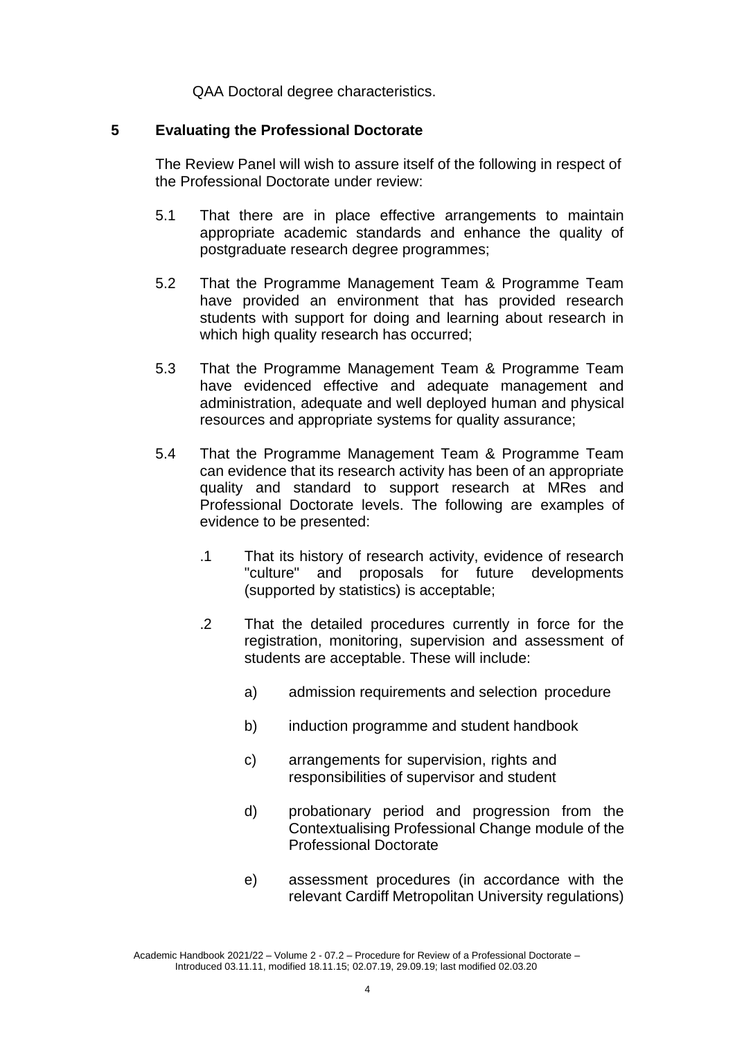QAA Doctoral degree characteristics.

## 5 Evaluating the Professional Doctorate

The Review Panel will wish to assure itself of the following in respect of the Professional Doctorate under review:

5.1 That there are in place effective arrangements to maintain appropriate academic standards and enhance the quality of postgraduate research degree programmes;

5.2 That the Programme Management Team & Programme Team have provided an environment that has provided research students with support for doing and learning about research in which high quality research has occurred;

5.3 That the Programme Management Team & Programme Team have evidenced effective and adequate management and administration, adequate and well deployed human and physical resources and appropriate systems for quality assurance;

5.4 That the Programme Management Team & Programme Team can evidence that its research activity has been of an appropriate quality and standard to support research at MRes and Professional Doctorate levels. The following are examples of evidence to be presented:

.1 That its history of research activity, evidence of research "culture" and proposals for future developments (supported by statistics) is acceptable;

.2 That the detailed procedures currently in force for the registration, monitoring, supervision and assessment of students are acceptable. These will include:

a) admission requirements and selection procedure

b) induction programme and student handbook

c) arrangements for supervision, rights and responsibilities of supervisor and student

d) probationary period and progression from the Contextualising Professional Change module of the Professional Doctorate

e) assessment procedures (in accordance with the relevant Cardiff Metropolitan University regulations)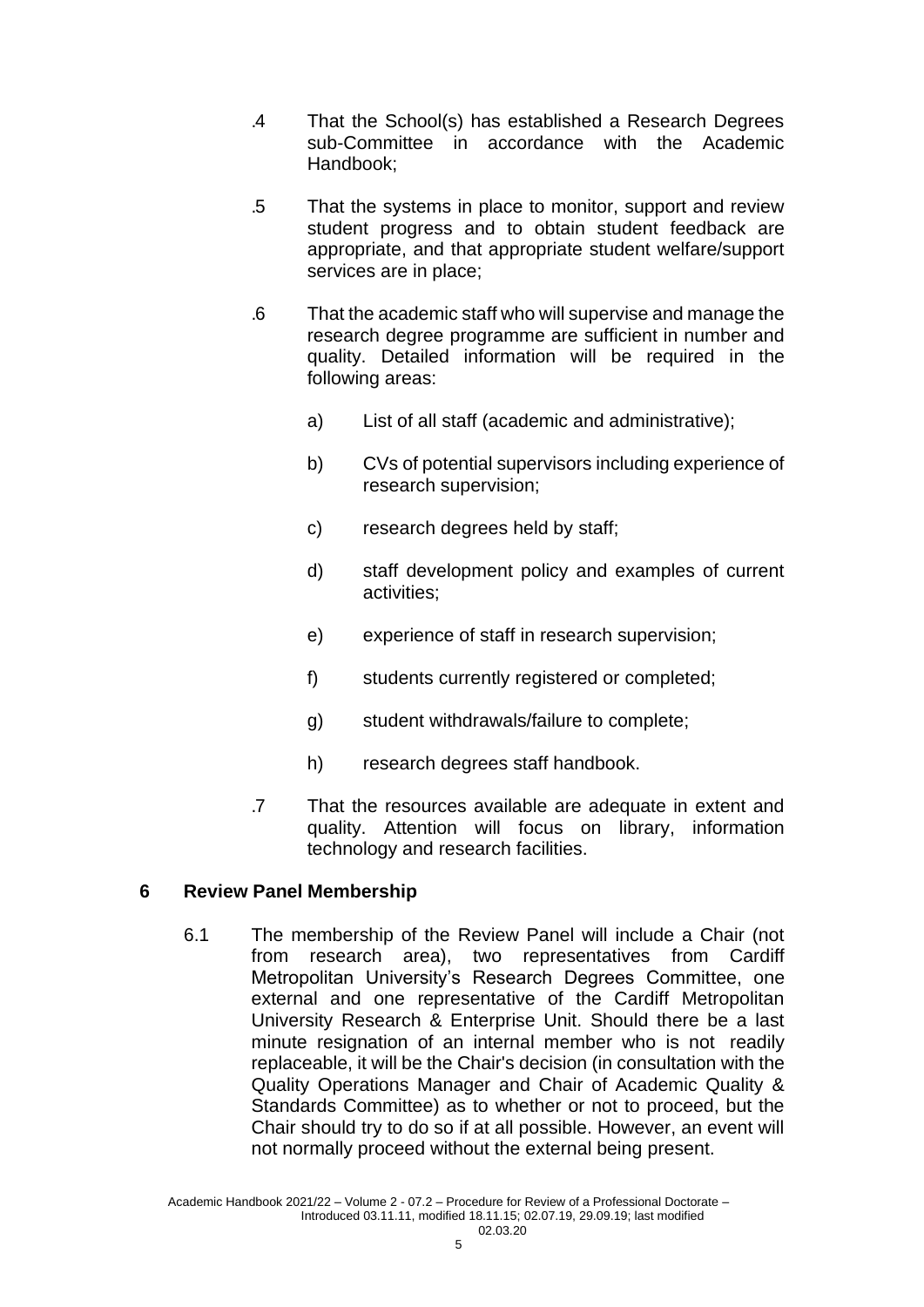.4 That the School(s) has established a Research Degrees sub-Committee in accordance with the Academic Handbook;

.5 That the systems in place to monitor, support and review student progress and to obtain student feedback are appropriate, and that appropriate student welfare/support services are in place;

.6 That the academic staff who will supervise and manage the research degree programme are sufficient in number and quality. Detailed information will be required in the following areas:

a) List of all staff (academic and administrative);

b) CVs of potential supervisors including experience of research supervision;

c) research degrees held by staff;

d) staff development policy and examples of current activities;

e) experience of staff in research supervision;

f) students currently registered or completed;

g) student withdrawals/failure to complete;

h) research degrees staff handbook.

.7 That the resources available are adequate in extent and quality. Attention will focus on library, information technology and research facilities.

## 6 Review Panel Membership

6.1 The membership of the Review Panel will include a Chair (not from research area), two representatives from Cardiff Metropolitan University's Research Degrees Committee, one external and one representative of the Cardiff Metropolitan University Research & Enterprise Unit. Should there be a last minute resignation of an internal member who is not readily replaceable, it will be the Chair's decision (in consultation with the Quality Operations Manager and Chair of Academic Quality & Standards Committee) as to whether or not to proceed, but the Chair should try to do so if at all possible. However, an event will not normally proceed without the external being present.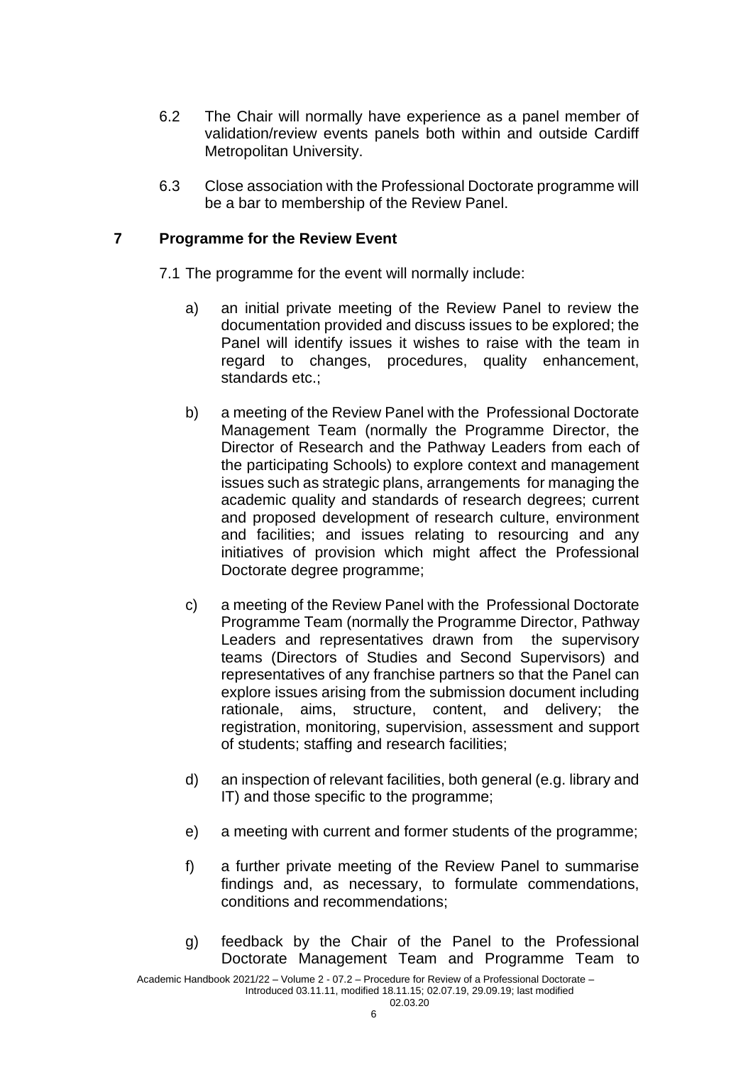6.2 The Chair will normally have experience as a panel member of validation/review events panels both within and outside Cardiff Metropolitan University.

6.3 Close association with the Professional Doctorate programme will be a bar to membership of the Review Panel.

## 7 Programme for the Review Event

7.1 The programme for the event will normally include:

a) an initial private meeting of the Review Panel to review the documentation provided and discuss issues to be explored; the Panel will identify issues it wishes to raise with the team in regard to changes, procedures, quality enhancement, standards etc.;

b) a meeting of the Review Panel with the Professional Doctorate Management Team (normally the Programme Director, the Director of Research and the Pathway Leaders from each of the participating Schools) to explore context and management issues such as strategic plans, arrangements for managing the academic quality and standards of research degrees; current and proposed development of research culture, environment and facilities; and issues relating to resourcing and any initiatives of provision which might affect the Professional Doctorate degree programme;

c) a meeting of the Review Panel with the Professional Doctorate Programme Team (normally the Programme Director, Pathway Leaders and representatives drawn from the supervisory teams (Directors of Studies and Second Supervisors) and representatives of any franchise partners so that the Panel can explore issues arising from the submission document including rationale, aims, structure, content, and delivery; the registration, monitoring, supervision, assessment and support of students; staffing and research facilities;

d) an inspection of relevant facilities, both general (e.g. library and IT) and those specific to the programme;

e) a meeting with current and former students of the programme;

f) a further private meeting of the Review Panel to summarise findings and, as necessary, to formulate commendations, conditions and recommendations;

g) feedback by the Chair of the Panel to the Professional Doctorate Management Team and Programme Team to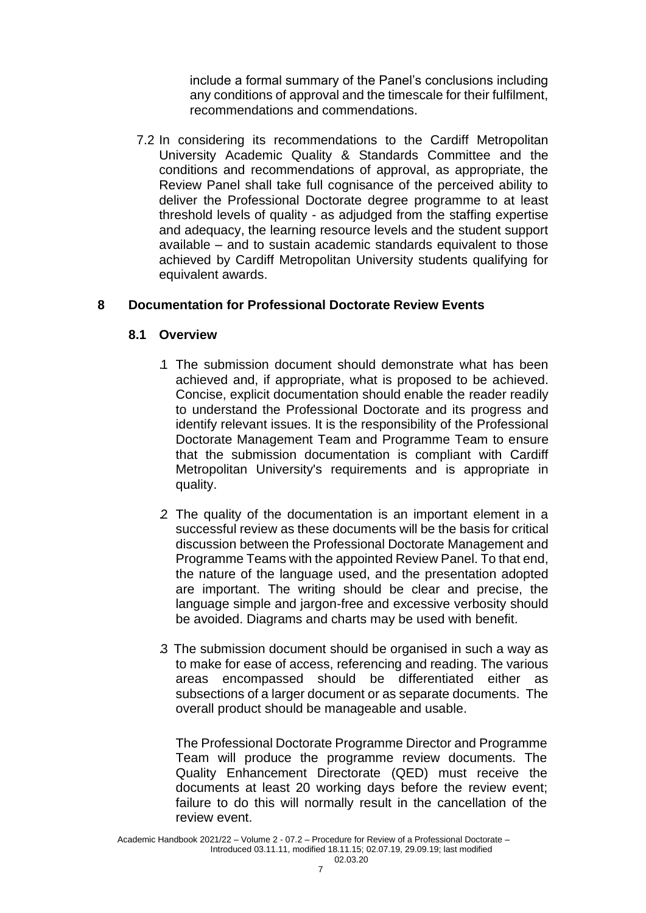include a formal summary of the Panel's conclusions including any conditions of approval and the timescale for their fulfilment, recommendations and commendations.

7.2 In considering its recommendations to the Cardiff Metropolitan University Academic Quality & Standards Committee and the conditions and recommendations of approval, as appropriate, the Review Panel shall take full cognisance of the perceived ability to deliver the Professional Doctorate degree programme to at least threshold levels of quality - as adjudged from the staffing expertise and adequacy, the learning resource levels and the student support available – and to sustain academic standards equivalent to those achieved by Cardiff Metropolitan University students qualifying for equivalent awards.

## 8 Documentation for Professional Doctorate Review Events

### 8.1 Overview

.1 The submission document should demonstrate what has been achieved and, if appropriate, what is proposed to be achieved. Concise, explicit documentation should enable the reader readily to understand the Professional Doctorate and its progress and identify relevant issues. It is the responsibility of the Professional Doctorate Management Team and Programme Team to ensure that the submission documentation is compliant with Cardiff Metropolitan University's requirements and is appropriate in quality.

.2 The quality of the documentation is an important element in a successful review as these documents will be the basis for critical discussion between the Professional Doctorate Management and Programme Teams with the appointed Review Panel. To that end, the nature of the language used, and the presentation adopted are important. The writing should be clear and precise, the language simple and jargon-free and excessive verbosity should be avoided. Diagrams and charts may be used with benefit.

.3 The submission document should be organised in such a way as to make for ease of access, referencing and reading. The various areas encompassed should be differentiated either as subsections of a larger document or as separate documents. The overall product should be manageable and usable.

The Professional Doctorate Programme Director and Programme Team will produce the programme review documents. The Quality Enhancement Directorate (QED) must receive the documents at least 20 working days before the review event; failure to do this will normally result in the cancellation of the review event.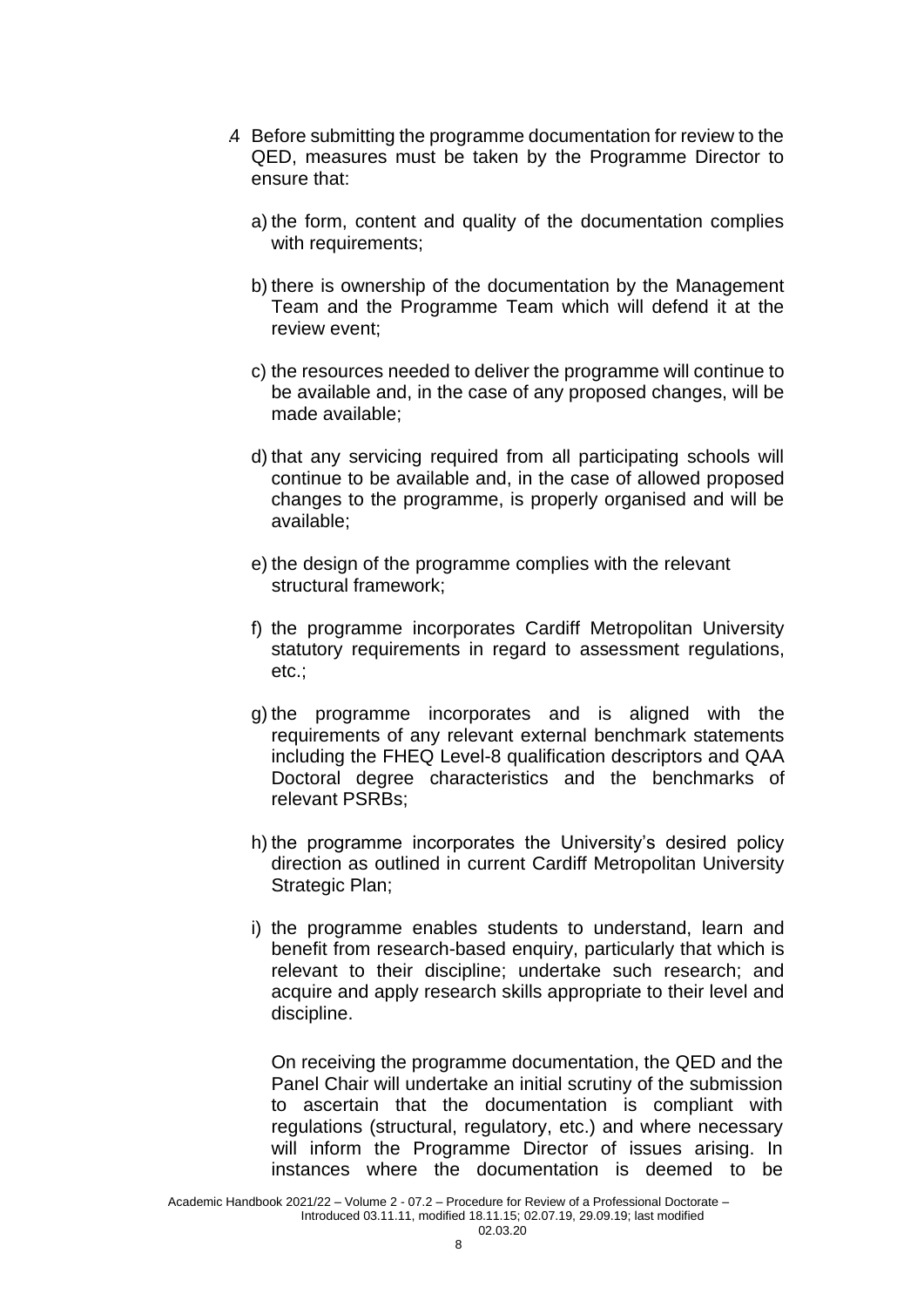.4 Before submitting the programme documentation for review to the QED, measures must be taken by the Programme Director to ensure that:

a) the form, content and quality of the documentation complies with requirements;

b) there is ownership of the documentation by the Management Team and the Programme Team which will defend it at the review event;

c) the resources needed to deliver the programme will continue to be available and, in the case of any proposed changes, will be made available;

d) that any servicing required from all participating schools will continue to be available and, in the case of allowed proposed changes to the programme, is properly organised and will be available;

e) the design of the programme complies with the relevant structural framework;

f) the programme incorporates Cardiff Metropolitan University statutory requirements in regard to assessment regulations, etc.;

g) the programme incorporates and is aligned with the requirements of any relevant external benchmark statements including the FHEQ Level-8 qualification descriptors and QAA Doctoral degree characteristics and the benchmarks of relevant PSRBs;

h) the programme incorporates the University's desired policy direction as outlined in current Cardiff Metropolitan University Strategic Plan;

i) the programme enables students to understand, learn and benefit from research-based enquiry, particularly that which is relevant to their discipline; undertake such research; and acquire and apply research skills appropriate to their level and discipline.

On receiving the programme documentation, the QED and the Panel Chair will undertake an initial scrutiny of the submission to ascertain that the documentation is compliant with regulations (structural, regulatory, etc.) and where necessary will inform the Programme Director of issues arising. In instances where the documentation is deemed to be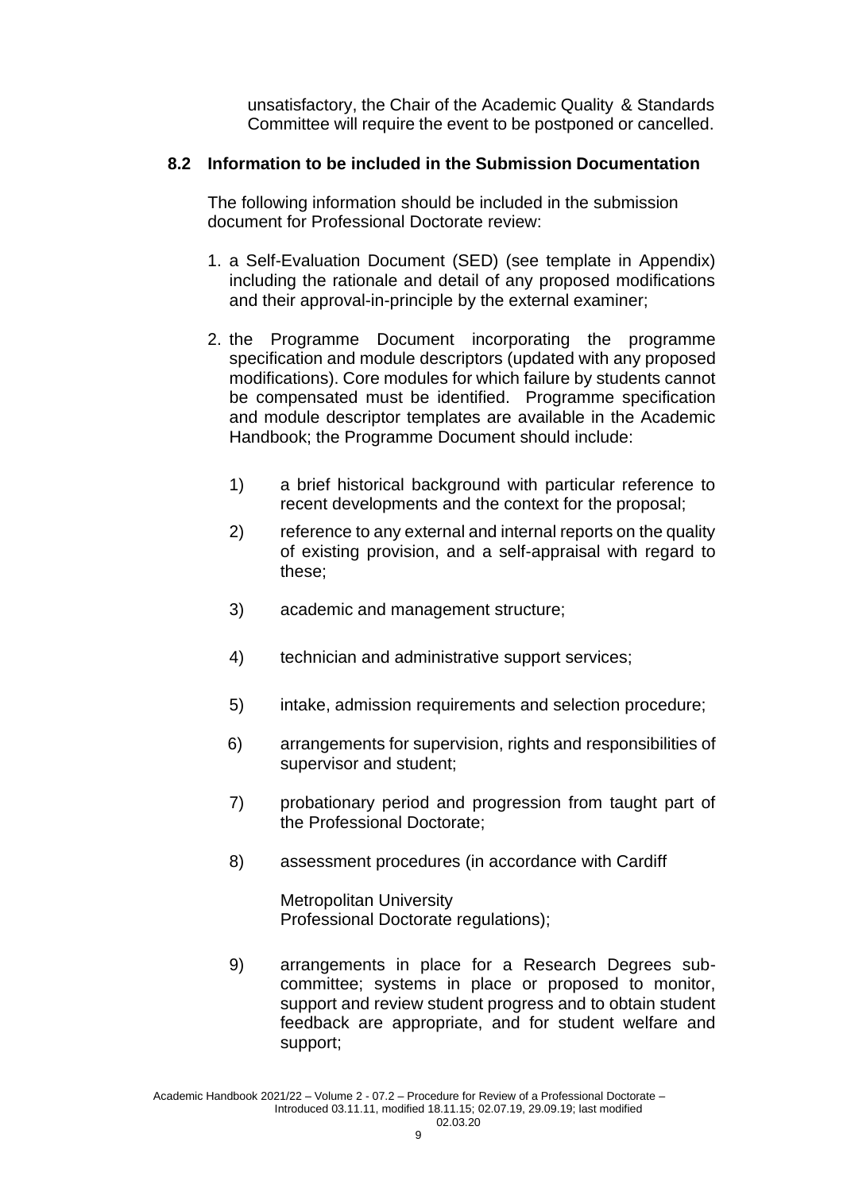unsatisfactory, the Chair of the Academic Quality & Standards Committee will require the event to be postponed or cancelled.

### 8.2 Information to be included in the Submission Documentation

The following information should be included in the submission document for Professional Doctorate review:

1. a Self-Evaluation Document (SED) (see template in Appendix) including the rationale and detail of any proposed modifications and their approval-in-principle by the external examiner;

2. the Programme Document incorporating the programme specification and module descriptors (updated with any proposed modifications). Core modules for which failure by students cannot be compensated must be identified. Programme specification and module descriptor templates are available in the Academic Handbook; the Programme Document should include:

    1) a brief historical background with particular reference to recent developments and the context for the proposal;

    2) reference to any external and internal reports on the quality of existing provision, and a self-appraisal with regard to these;

    3) academic and management structure;

    4) technician and administrative support services;

    5) intake, admission requirements and selection procedure;

    6) arrangements for supervision, rights and responsibilities of supervisor and student;

    7) probationary period and progression from taught part of the Professional Doctorate;

    8) assessment procedures (in accordance with Cardiff Metropolitan University Professional Doctorate regulations);

    9) arrangements in place for a Research Degrees sub-committee; systems in place or proposed to monitor, support and review student progress and to obtain student feedback are appropriate, and for student welfare and support;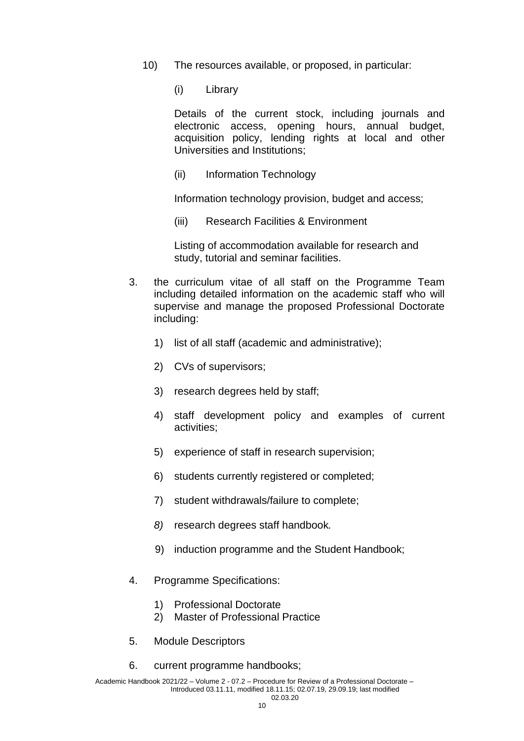10) The resources available, or proposed, in particular:

    (i) Library

    Details of the current stock, including journals and electronic access, opening hours, annual budget, acquisition policy, lending rights at local and other Universities and Institutions;

    (ii) Information Technology

    Information technology provision, budget and access;

    (iii) Research Facilities & Environment

    Listing of accommodation available for research and study, tutorial and seminar facilities.

3. the curriculum vitae of all staff on the Programme Team including detailed information on the academic staff who will supervise and manage the proposed Professional Doctorate including:

    1) list of all staff (academic and administrative);

    2) CVs of supervisors;

    3) research degrees held by staff;

    4) staff development policy and examples of current activities;

    5) experience of staff in research supervision;

    6) students currently registered or completed;

    7) student withdrawals/failure to complete;

    *8)* research degrees staff handbook*.*

    9) induction programme and the Student Handbook;

4. Programme Specifications:

    1) Professional Doctorate
    2) Master of Professional Practice

5. Module Descriptors

6. current programme handbooks;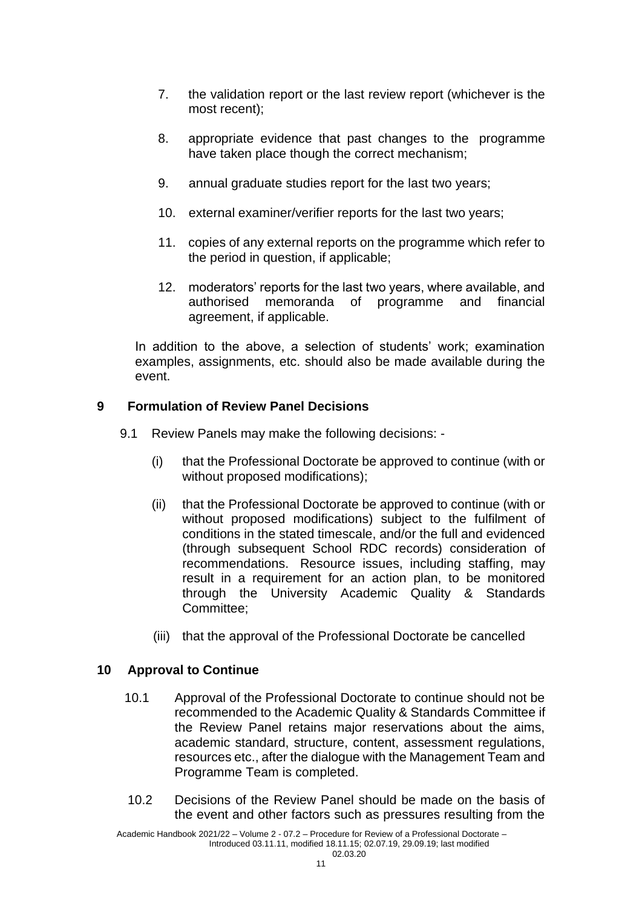7. the validation report or the last review report (whichever is the most recent);

8. appropriate evidence that past changes to the programme have taken place though the correct mechanism;

9. annual graduate studies report for the last two years;

10. external examiner/verifier reports for the last two years;

11. copies of any external reports on the programme which refer to the period in question, if applicable;

12. moderators' reports for the last two years, where available, and authorised memoranda of programme and financial agreement, if applicable.

In addition to the above, a selection of students' work; examination examples, assignments, etc. should also be made available during the event.

## 9 Formulation of Review Panel Decisions

9.1 Review Panels may make the following decisions: -

(i) that the Professional Doctorate be approved to continue (with or without proposed modifications);

(ii) that the Professional Doctorate be approved to continue (with or without proposed modifications) subject to the fulfilment of conditions in the stated timescale, and/or the full and evidenced (through subsequent School RDC records) consideration of recommendations. Resource issues, including staffing, may result in a requirement for an action plan, to be monitored through the University Academic Quality & Standards Committee;

(iii) that the approval of the Professional Doctorate be cancelled

## 10 Approval to Continue

10.1 Approval of the Professional Doctorate to continue should not be recommended to the Academic Quality & Standards Committee if the Review Panel retains major reservations about the aims, academic standard, structure, content, assessment regulations, resources etc., after the dialogue with the Management Team and Programme Team is completed.

10.2 Decisions of the Review Panel should be made on the basis of the event and other factors such as pressures resulting from the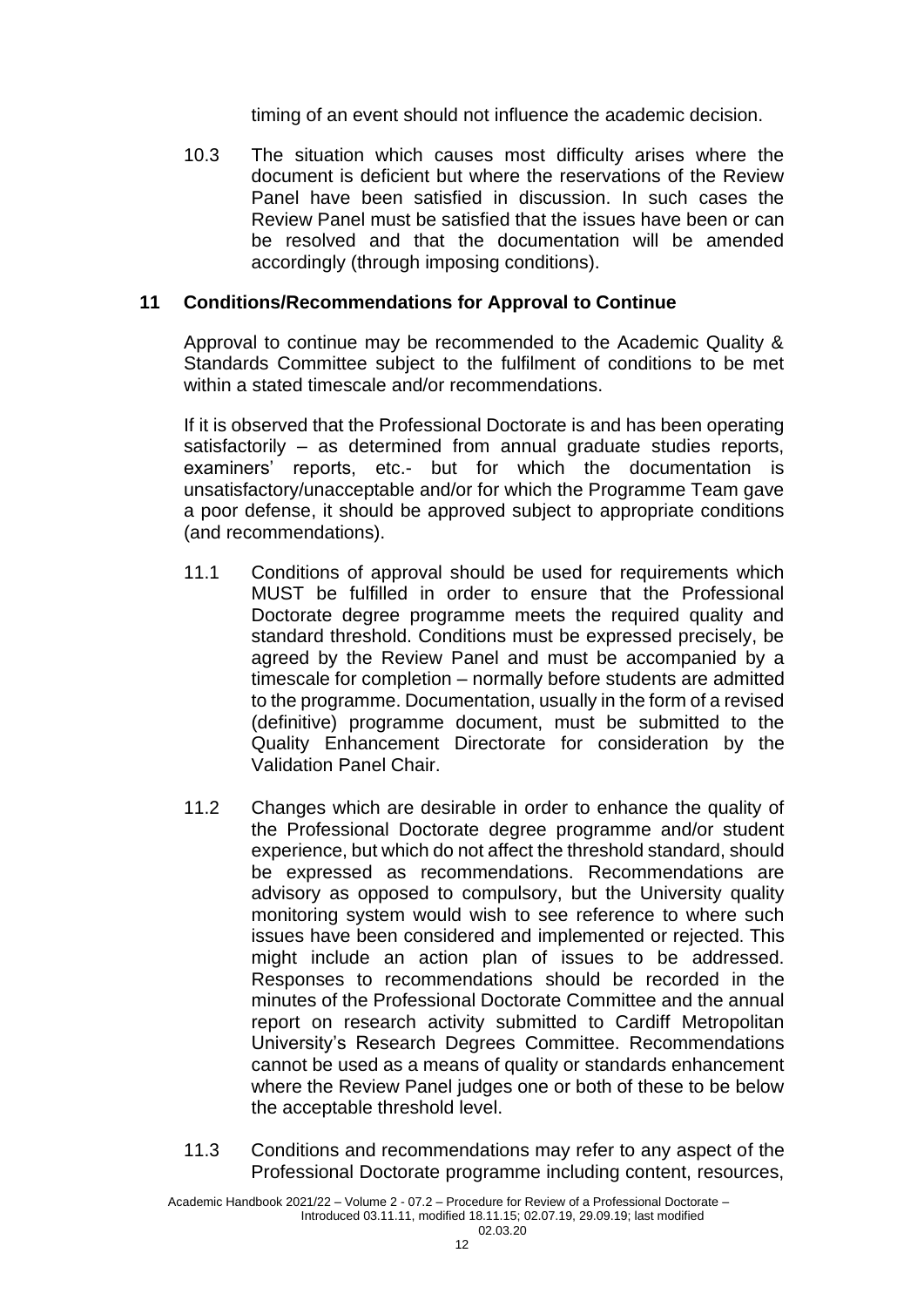timing of an event should not influence the academic decision.

10.3 The situation which causes most difficulty arises where the document is deficient but where the reservations of the Review Panel have been satisfied in discussion. In such cases the Review Panel must be satisfied that the issues have been or can be resolved and that the documentation will be amended accordingly (through imposing conditions).

## 11 Conditions/Recommendations for Approval to Continue

Approval to continue may be recommended to the Academic Quality & Standards Committee subject to the fulfilment of conditions to be met within a stated timescale and/or recommendations.

If it is observed that the Professional Doctorate is and has been operating satisfactorily – as determined from annual graduate studies reports, examiners' reports, etc.- but for which the documentation is unsatisfactory/unacceptable and/or for which the Programme Team gave a poor defense, it should be approved subject to appropriate conditions (and recommendations).

11.1 Conditions of approval should be used for requirements which MUST be fulfilled in order to ensure that the Professional Doctorate degree programme meets the required quality and standard threshold. Conditions must be expressed precisely, be agreed by the Review Panel and must be accompanied by a timescale for completion – normally before students are admitted to the programme. Documentation, usually in the form of a revised (definitive) programme document, must be submitted to the Quality Enhancement Directorate for consideration by the Validation Panel Chair.

11.2 Changes which are desirable in order to enhance the quality of the Professional Doctorate degree programme and/or student experience, but which do not affect the threshold standard, should be expressed as recommendations. Recommendations are advisory as opposed to compulsory, but the University quality monitoring system would wish to see reference to where such issues have been considered and implemented or rejected. This might include an action plan of issues to be addressed. Responses to recommendations should be recorded in the minutes of the Professional Doctorate Committee and the annual report on research activity submitted to Cardiff Metropolitan University's Research Degrees Committee. Recommendations cannot be used as a means of quality or standards enhancement where the Review Panel judges one or both of these to be below the acceptable threshold level.

11.3 Conditions and recommendations may refer to any aspect of the Professional Doctorate programme including content, resources,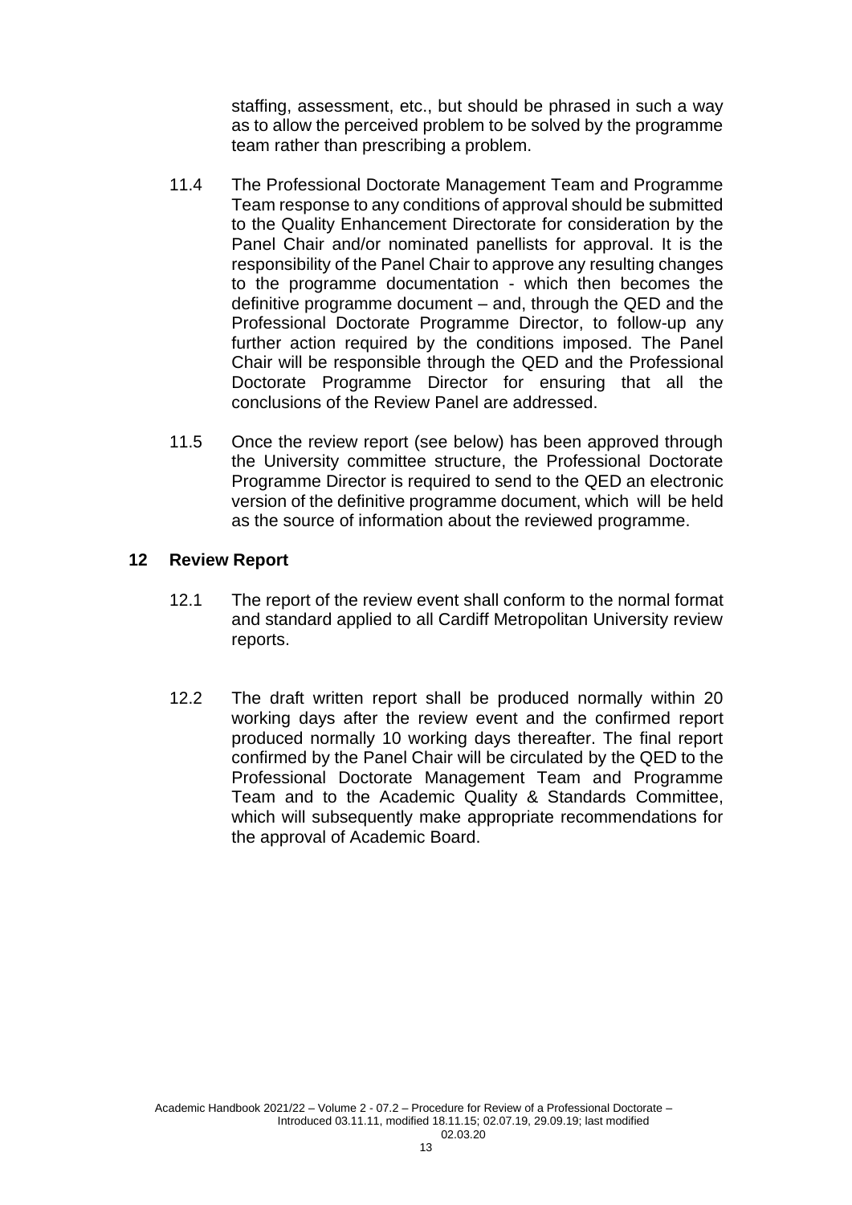staffing, assessment, etc., but should be phrased in such a way as to allow the perceived problem to be solved by the programme team rather than prescribing a problem.

11.4 The Professional Doctorate Management Team and Programme Team response to any conditions of approval should be submitted to the Quality Enhancement Directorate for consideration by the Panel Chair and/or nominated panellists for approval. It is the responsibility of the Panel Chair to approve any resulting changes to the programme documentation - which then becomes the definitive programme document – and, through the QED and the Professional Doctorate Programme Director, to follow-up any further action required by the conditions imposed. The Panel Chair will be responsible through the QED and the Professional Doctorate Programme Director for ensuring that all the conclusions of the Review Panel are addressed.

11.5 Once the review report (see below) has been approved through the University committee structure, the Professional Doctorate Programme Director is required to send to the QED an electronic version of the definitive programme document, which will be held as the source of information about the reviewed programme.

## 12 Review Report

12.1 The report of the review event shall conform to the normal format and standard applied to all Cardiff Metropolitan University review reports.

12.2 The draft written report shall be produced normally within 20 working days after the review event and the confirmed report produced normally 10 working days thereafter. The final report confirmed by the Panel Chair will be circulated by the QED to the Professional Doctorate Management Team and Programme Team and to the Academic Quality & Standards Committee, which will subsequently make appropriate recommendations for the approval of Academic Board.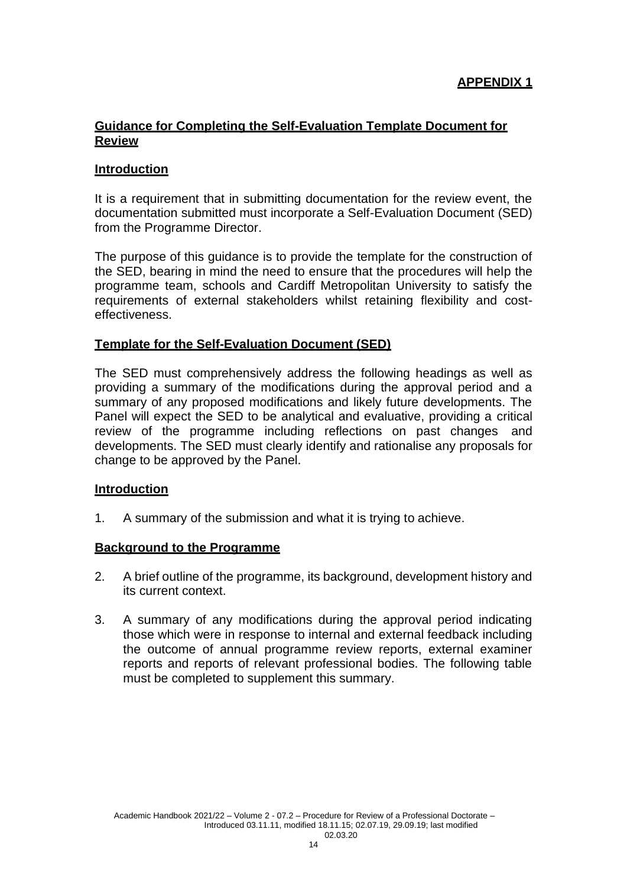**APPENDIX 1**

## Guidance for Completing the Self-Evaluation Template Document for Review

### Introduction

It is a requirement that in submitting documentation for the review event, the documentation submitted must incorporate a Self-Evaluation Document (SED) from the Programme Director.

The purpose of this guidance is to provide the template for the construction of the SED, bearing in mind the need to ensure that the procedures will help the programme team, schools and Cardiff Metropolitan University to satisfy the requirements of external stakeholders whilst retaining flexibility and cost-effectiveness.

### Template for the Self-Evaluation Document (SED)

The SED must comprehensively address the following headings as well as providing a summary of the modifications during the approval period and a summary of any proposed modifications and likely future developments. The Panel will expect the SED to be analytical and evaluative, providing a critical review of the programme including reflections on past changes and developments. The SED must clearly identify and rationalise any proposals for change to be approved by the Panel.

### Introduction

1. A summary of the submission and what it is trying to achieve.

### Background to the Programme

2. A brief outline of the programme, its background, development history and its current context.

3. A summary of any modifications during the approval period indicating those which were in response to internal and external feedback including the outcome of annual programme review reports, external examiner reports and reports of relevant professional bodies. The following table must be completed to supplement this summary.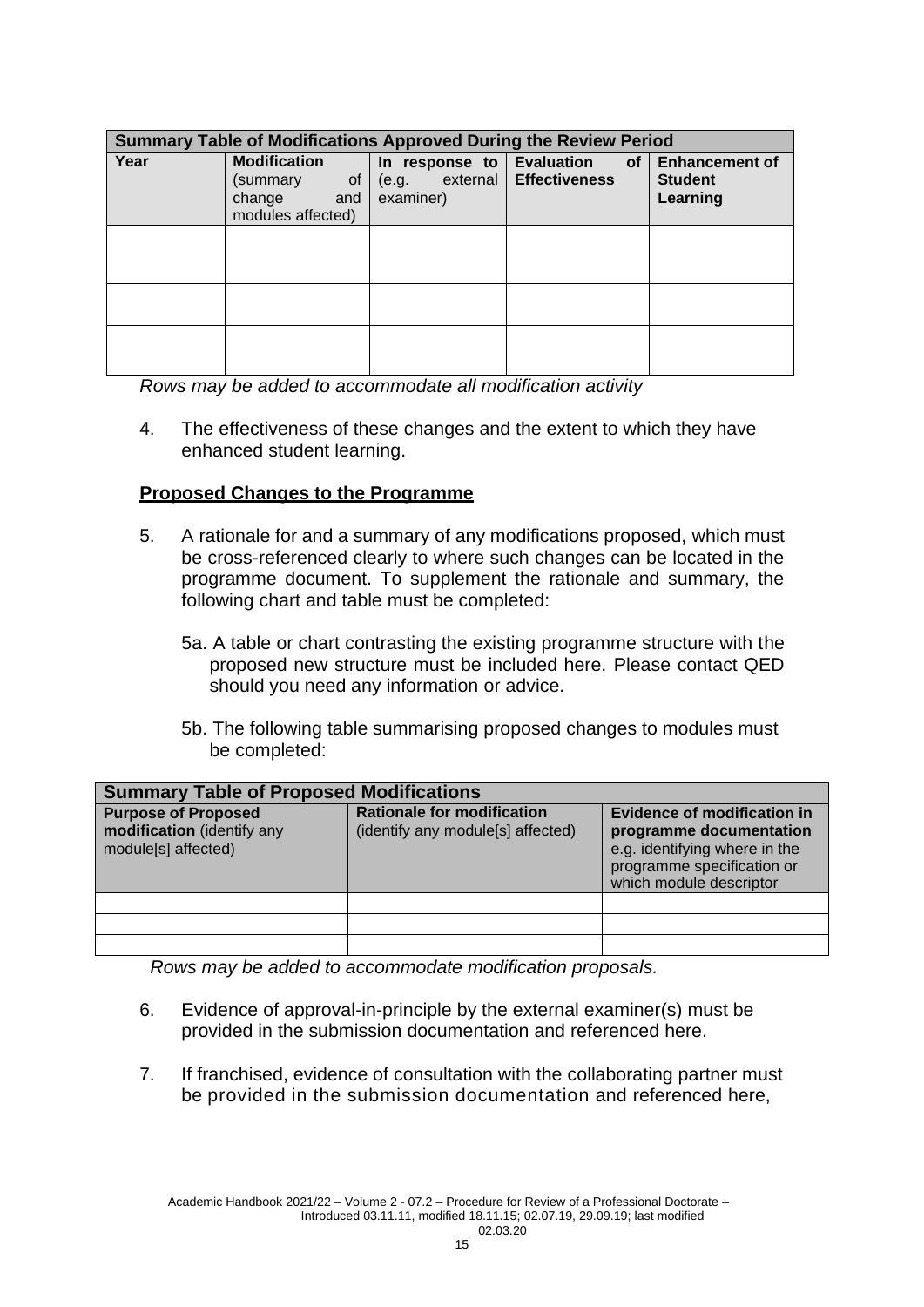| Summary Table of Modifications Approved During the Review Period | | | | |
|---|---|---|---|---|
| **Year** | **Modification** (summary of change and modules affected) | **In response to** (e.g. external examiner) | **Evaluation of Effectiveness** | **Enhancement of Student Learning** |
| | | | | |
| | | | | |
| | | | | |

*Rows may be added to accommodate all modification activity*

4. The effectiveness of these changes and the extent to which they have enhanced student learning.

**Proposed Changes to the Programme**

5. A rationale for and a summary of any modifications proposed, which must be cross-referenced clearly to where such changes can be located in the programme document. To supplement the rationale and summary, the following chart and table must be completed:

    5a. A table or chart contrasting the existing programme structure with the proposed new structure must be included here. Please contact QED should you need any information or advice.

    5b. The following table summarising proposed changes to modules must be completed:

| Summary Table of Proposed Modifications | | |
|---|---|---|
| **Purpose of Proposed modification** (identify any module[s] affected) | **Rationale for modification** (identify any module[s] affected) | **Evidence of modification in programme documentation** e.g. identifying where in the programme specification or which module descriptor |
| | | |
| | | |
| | | |

*Rows may be added to accommodate modification proposals.*

6. Evidence of approval-in-principle by the external examiner(s) must be provided in the submission documentation and referenced here.

7. If franchised, evidence of consultation with the collaborating partner must be provided in the submission documentation and referenced here,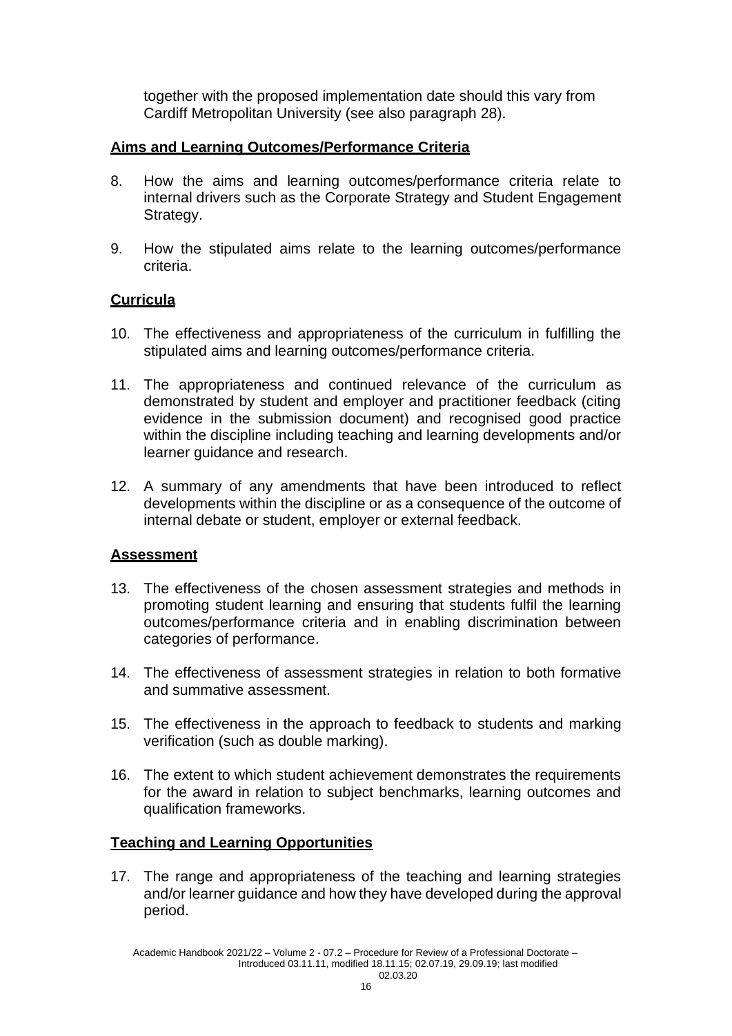together with the proposed implementation date should this vary from Cardiff Metropolitan University (see also paragraph 28).

**Aims and Learning Outcomes/Performance Criteria**

8. How the aims and learning outcomes/performance criteria relate to internal drivers such as the Corporate Strategy and Student Engagement Strategy.

9. How the stipulated aims relate to the learning outcomes/performance criteria.

**Curricula**

10. The effectiveness and appropriateness of the curriculum in fulfilling the stipulated aims and learning outcomes/performance criteria.

11. The appropriateness and continued relevance of the curriculum as demonstrated by student and employer and practitioner feedback (citing evidence in the submission document) and recognised good practice within the discipline including teaching and learning developments and/or learner guidance and research.

12. A summary of any amendments that have been introduced to reflect developments within the discipline or as a consequence of the outcome of internal debate or student, employer or external feedback.

**Assessment**

13. The effectiveness of the chosen assessment strategies and methods in promoting student learning and ensuring that students fulfil the learning outcomes/performance criteria and in enabling discrimination between categories of performance.

14. The effectiveness of assessment strategies in relation to both formative and summative assessment.

15. The effectiveness in the approach to feedback to students and marking verification (such as double marking).

16. The extent to which student achievement demonstrates the requirements for the award in relation to subject benchmarks, learning outcomes and qualification frameworks.

**Teaching and Learning Opportunities**

17. The range and appropriateness of the teaching and learning strategies and/or learner guidance and how they have developed during the approval period.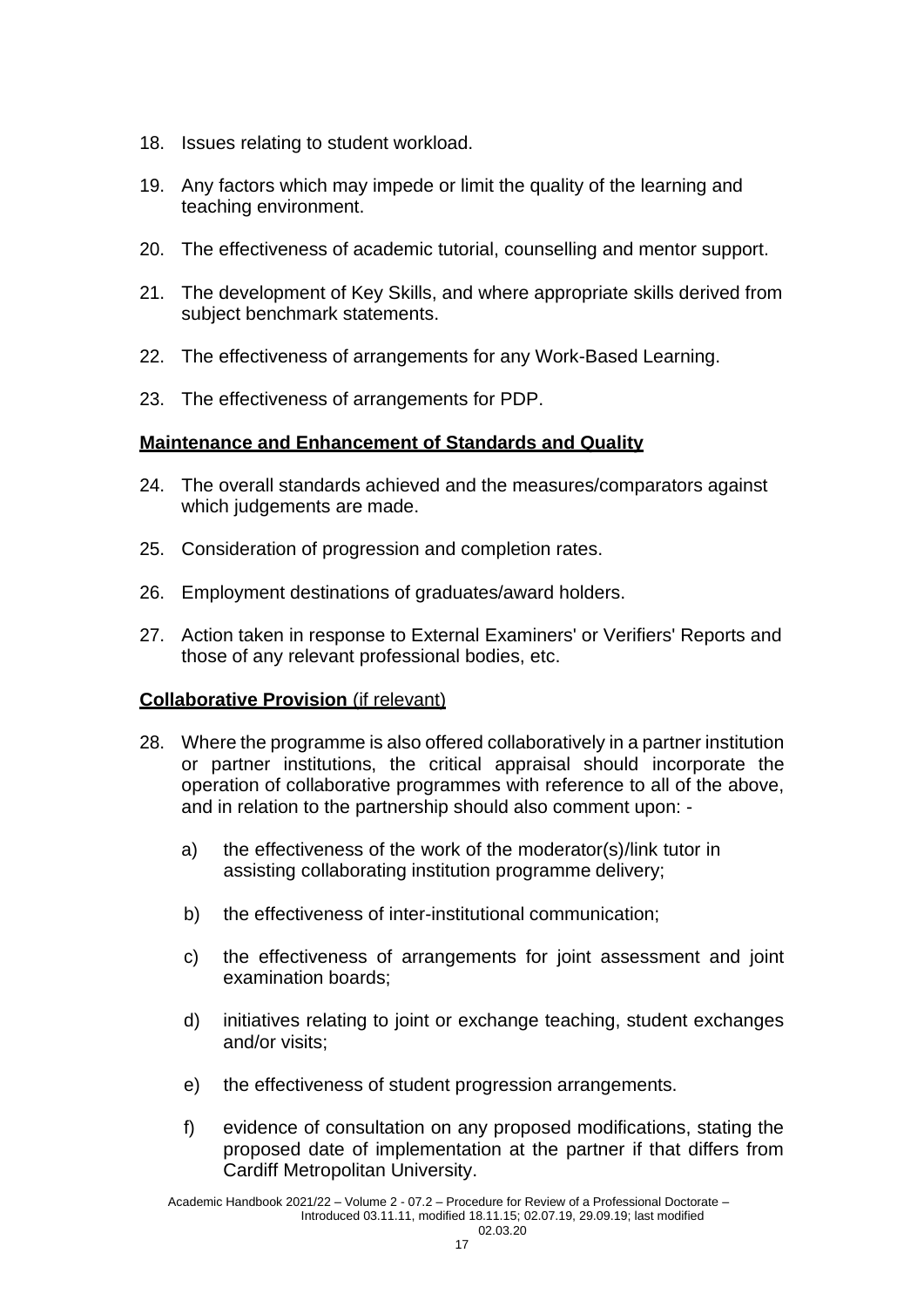18. Issues relating to student workload.

19. Any factors which may impede or limit the quality of the learning and teaching environment.

20. The effectiveness of academic tutorial, counselling and mentor support.

21. The development of Key Skills, and where appropriate skills derived from subject benchmark statements.

22. The effectiveness of arrangements for any Work-Based Learning.

23. The effectiveness of arrangements for PDP.

**Maintenance and Enhancement of Standards and Quality**

24. The overall standards achieved and the measures/comparators against which judgements are made.

25. Consideration of progression and completion rates.

26. Employment destinations of graduates/award holders.

27. Action taken in response to External Examiners' or Verifiers' Reports and those of any relevant professional bodies, etc.

**Collaborative Provision** (if relevant)

28. Where the programme is also offered collaboratively in a partner institution or partner institutions, the critical appraisal should incorporate the operation of collaborative programmes with reference to all of the above, and in relation to the partnership should also comment upon: -

    a) the effectiveness of the work of the moderator(s)/link tutor in assisting collaborating institution programme delivery;

    b) the effectiveness of inter-institutional communication;

    c) the effectiveness of arrangements for joint assessment and joint examination boards;

    d) initiatives relating to joint or exchange teaching, student exchanges and/or visits;

    e) the effectiveness of student progression arrangements.

    f) evidence of consultation on any proposed modifications, stating the proposed date of implementation at the partner if that differs from Cardiff Metropolitan University.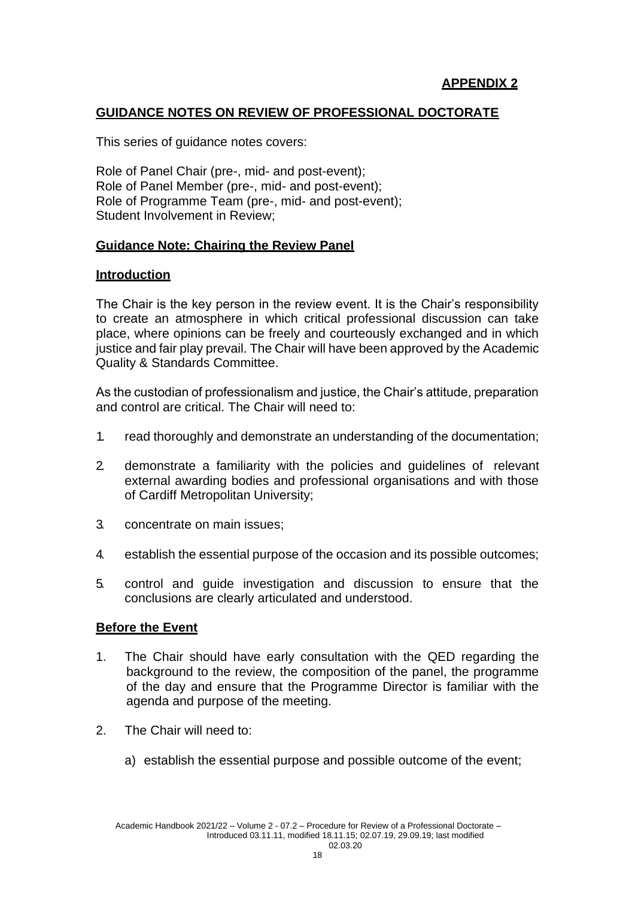**APPENDIX 2**

## GUIDANCE NOTES ON REVIEW OF PROFESSIONAL DOCTORATE

This series of guidance notes covers:

Role of Panel Chair (pre-, mid- and post-event);
Role of Panel Member (pre-, mid- and post-event);
Role of Programme Team (pre-, mid- and post-event);
Student Involvement in Review;

### Guidance Note: Chairing the Review Panel

### Introduction

The Chair is the key person in the review event. It is the Chair's responsibility to create an atmosphere in which critical professional discussion can take place, where opinions can be freely and courteously exchanged and in which justice and fair play prevail. The Chair will have been approved by the Academic Quality & Standards Committee.

As the custodian of professionalism and justice, the Chair's attitude, preparation and control are critical. The Chair will need to:

1. read thoroughly and demonstrate an understanding of the documentation;
2. demonstrate a familiarity with the policies and guidelines of relevant external awarding bodies and professional organisations and with those of Cardiff Metropolitan University;
3. concentrate on main issues;
4. establish the essential purpose of the occasion and its possible outcomes;
5. control and guide investigation and discussion to ensure that the conclusions are clearly articulated and understood.

### Before the Event

1. The Chair should have early consultation with the QED regarding the background to the review, the composition of the panel, the programme of the day and ensure that the Programme Director is familiar with the agenda and purpose of the meeting.
2. The Chair will need to:

    a) establish the essential purpose and possible outcome of the event;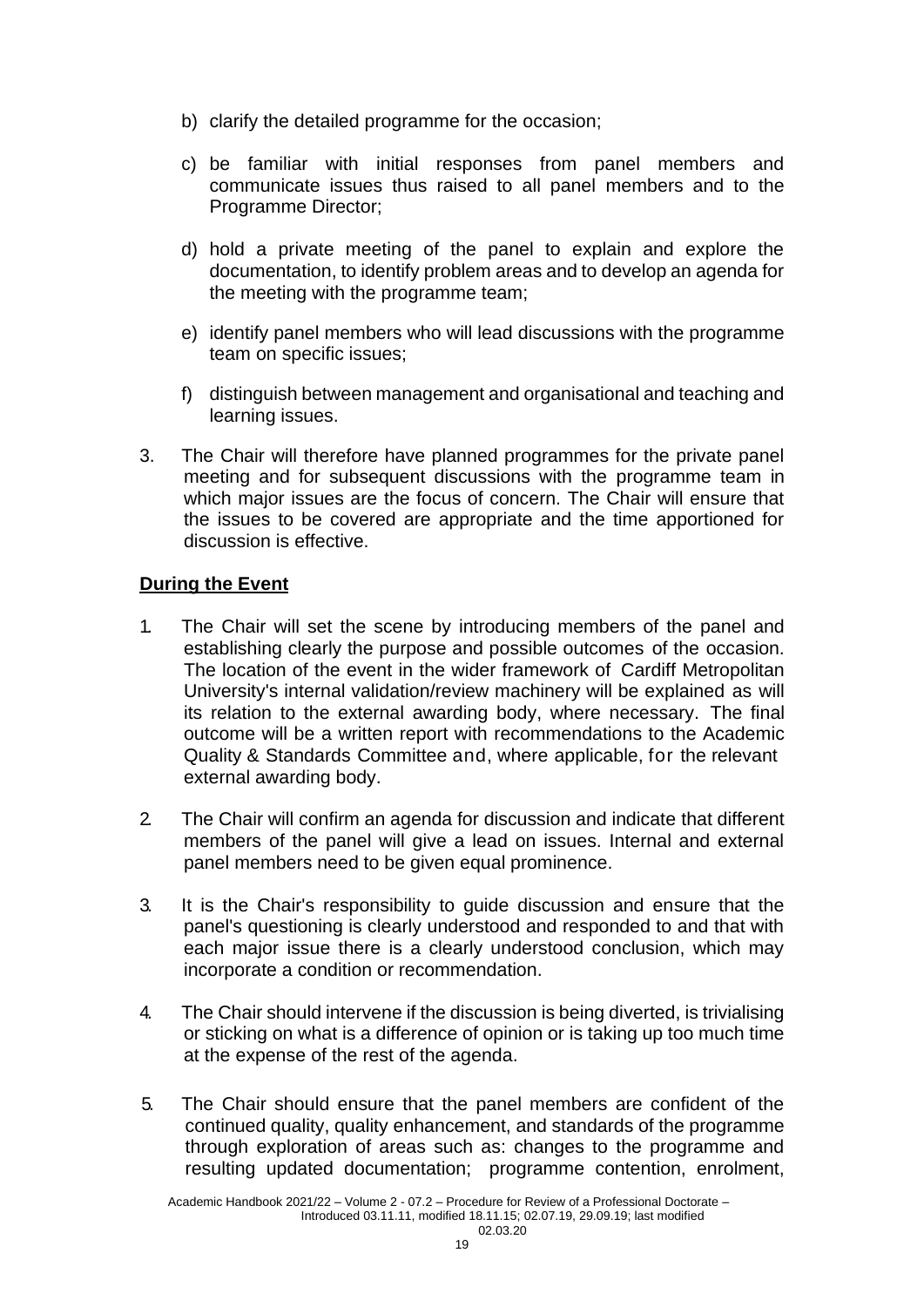b) clarify the detailed programme for the occasion;

c) be familiar with initial responses from panel members and communicate issues thus raised to all panel members and to the Programme Director;

d) hold a private meeting of the panel to explain and explore the documentation, to identify problem areas and to develop an agenda for the meeting with the programme team;

e) identify panel members who will lead discussions with the programme team on specific issues;

f) distinguish between management and organisational and teaching and learning issues.

3. The Chair will therefore have planned programmes for the private panel meeting and for subsequent discussions with the programme team in which major issues are the focus of concern. The Chair will ensure that the issues to be covered are appropriate and the time apportioned for discussion is effective.

**During the Event**

1. The Chair will set the scene by introducing members of the panel and establishing clearly the purpose and possible outcomes of the occasion. The location of the event in the wider framework of Cardiff Metropolitan University's internal validation/review machinery will be explained as will its relation to the external awarding body, where necessary. The final outcome will be a written report with recommendations to the Academic Quality & Standards Committee and, where applicable, for the relevant external awarding body.

2. The Chair will confirm an agenda for discussion and indicate that different members of the panel will give a lead on issues. Internal and external panel members need to be given equal prominence.

3. It is the Chair's responsibility to guide discussion and ensure that the panel's questioning is clearly understood and responded to and that with each major issue there is a clearly understood conclusion, which may incorporate a condition or recommendation.

4. The Chair should intervene if the discussion is being diverted, is trivialising or sticking on what is a difference of opinion or is taking up too much time at the expense of the rest of the agenda.

5. The Chair should ensure that the panel members are confident of the continued quality, quality enhancement, and standards of the programme through exploration of areas such as: changes to the programme and resulting updated documentation; programme contention, enrolment,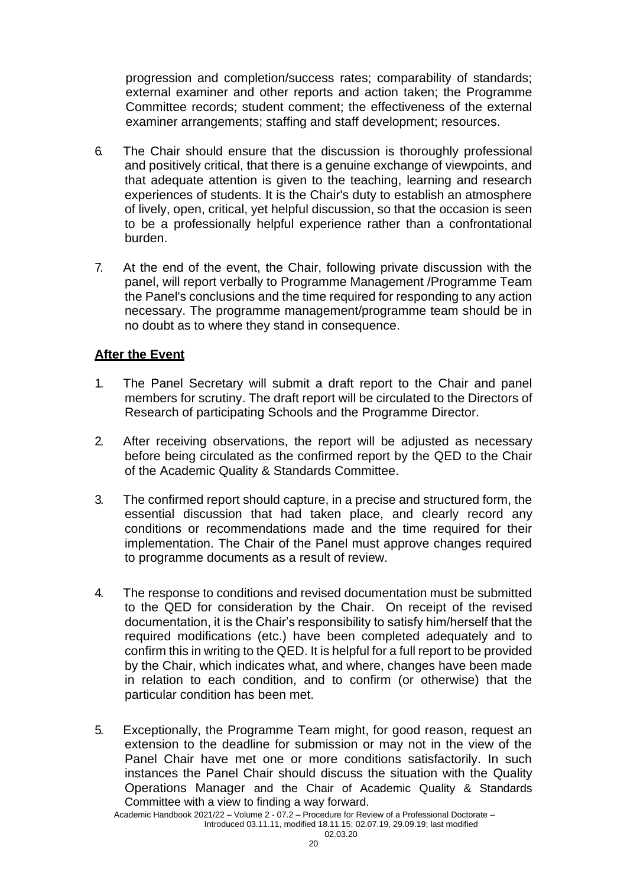progression and completion/success rates; comparability of standards; external examiner and other reports and action taken; the Programme Committee records; student comment; the effectiveness of the external examiner arrangements; staffing and staff development; resources.

6. The Chair should ensure that the discussion is thoroughly professional and positively critical, that there is a genuine exchange of viewpoints, and that adequate attention is given to the teaching, learning and research experiences of students. It is the Chair's duty to establish an atmosphere of lively, open, critical, yet helpful discussion, so that the occasion is seen to be a professionally helpful experience rather than a confrontational burden.

7. At the end of the event, the Chair, following private discussion with the panel, will report verbally to Programme Management /Programme Team the Panel's conclusions and the time required for responding to any action necessary. The programme management/programme team should be in no doubt as to where they stand in consequence.

## After the Event

1. The Panel Secretary will submit a draft report to the Chair and panel members for scrutiny. The draft report will be circulated to the Directors of Research of participating Schools and the Programme Director.

2. After receiving observations, the report will be adjusted as necessary before being circulated as the confirmed report by the QED to the Chair of the Academic Quality & Standards Committee.

3. The confirmed report should capture, in a precise and structured form, the essential discussion that had taken place, and clearly record any conditions or recommendations made and the time required for their implementation. The Chair of the Panel must approve changes required to programme documents as a result of review.

4. The response to conditions and revised documentation must be submitted to the QED for consideration by the Chair. On receipt of the revised documentation, it is the Chair's responsibility to satisfy him/herself that the required modifications (etc.) have been completed adequately and to confirm this in writing to the QED. It is helpful for a full report to be provided by the Chair, which indicates what, and where, changes have been made in relation to each condition, and to confirm (or otherwise) that the particular condition has been met.

5. Exceptionally, the Programme Team might, for good reason, request an extension to the deadline for submission or may not in the view of the Panel Chair have met one or more conditions satisfactorily. In such instances the Panel Chair should discuss the situation with the Quality Operations Manager and the Chair of Academic Quality & Standards Committee with a view to finding a way forward.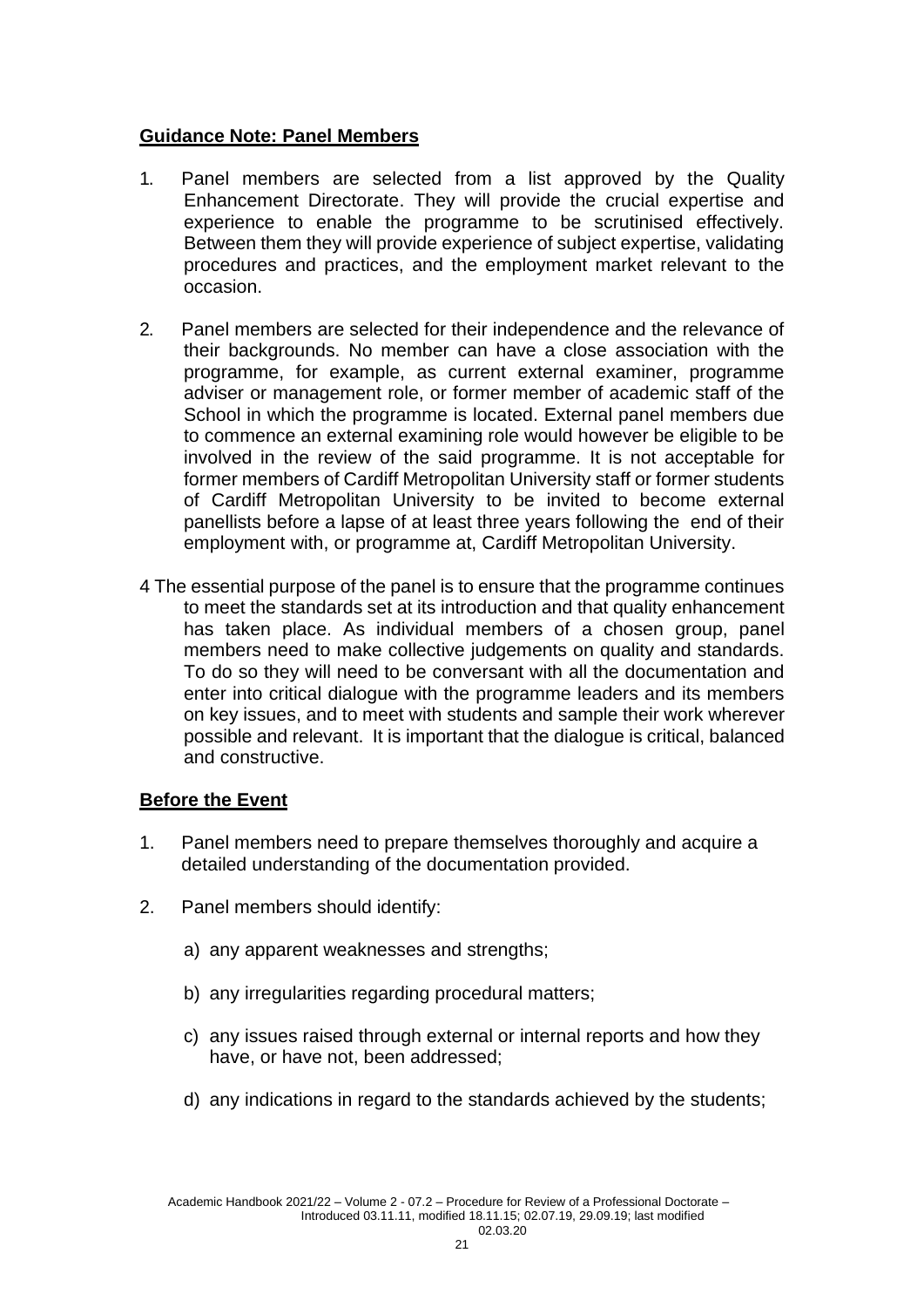## Guidance Note: Panel Members

1. Panel members are selected from a list approved by the Quality Enhancement Directorate. They will provide the crucial expertise and experience to enable the programme to be scrutinised effectively. Between them they will provide experience of subject expertise, validating procedures and practices, and the employment market relevant to the occasion.

2. Panel members are selected for their independence and the relevance of their backgrounds. No member can have a close association with the programme, for example, as current external examiner, programme adviser or management role, or former member of academic staff of the School in which the programme is located. External panel members due to commence an external examining role would however be eligible to be involved in the review of the said programme. It is not acceptable for former members of Cardiff Metropolitan University staff or former students of Cardiff Metropolitan University to be invited to become external panellists before a lapse of at least three years following the end of their employment with, or programme at, Cardiff Metropolitan University.

4 The essential purpose of the panel is to ensure that the programme continues to meet the standards set at its introduction and that quality enhancement has taken place. As individual members of a chosen group, panel members need to make collective judgements on quality and standards. To do so they will need to be conversant with all the documentation and enter into critical dialogue with the programme leaders and its members on key issues, and to meet with students and sample their work wherever possible and relevant. It is important that the dialogue is critical, balanced and constructive.

## Before the Event

1. Panel members need to prepare themselves thoroughly and acquire a detailed understanding of the documentation provided.

2. Panel members should identify:

   a) any apparent weaknesses and strengths;

   b) any irregularities regarding procedural matters;

   c) any issues raised through external or internal reports and how they have, or have not, been addressed;

   d) any indications in regard to the standards achieved by the students;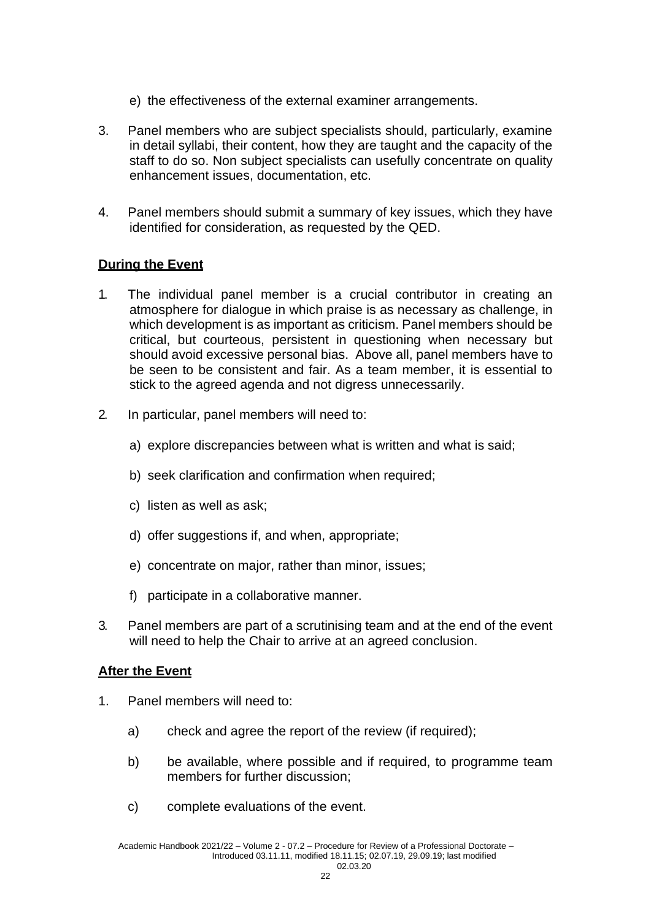e) the effectiveness of the external examiner arrangements.

3. Panel members who are subject specialists should, particularly, examine in detail syllabi, their content, how they are taught and the capacity of the staff to do so. Non subject specialists can usefully concentrate on quality enhancement issues, documentation, etc.

4. Panel members should submit a summary of key issues, which they have identified for consideration, as requested by the QED.

**During the Event**

1. The individual panel member is a crucial contributor in creating an atmosphere for dialogue in which praise is as necessary as challenge, in which development is as important as criticism. Panel members should be critical, but courteous, persistent in questioning when necessary but should avoid excessive personal bias. Above all, panel members have to be seen to be consistent and fair. As a team member, it is essential to stick to the agreed agenda and not digress unnecessarily.

2. In particular, panel members will need to:

   a) explore discrepancies between what is written and what is said;

   b) seek clarification and confirmation when required;

   c) listen as well as ask;

   d) offer suggestions if, and when, appropriate;

   e) concentrate on major, rather than minor, issues;

   f) participate in a collaborative manner.

3. Panel members are part of a scrutinising team and at the end of the event will need to help the Chair to arrive at an agreed conclusion.

**After the Event**

1. Panel members will need to:

   a) check and agree the report of the review (if required);

   b) be available, where possible and if required, to programme team members for further discussion;

   c) complete evaluations of the event.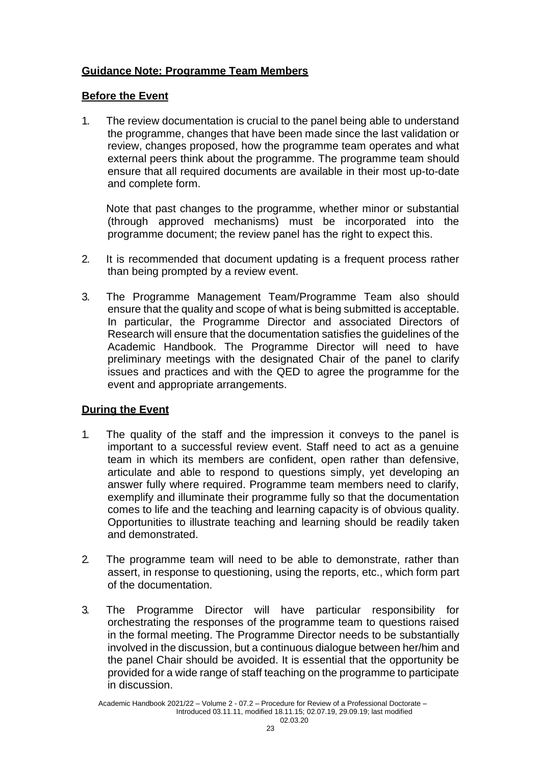**Guidance Note: Programme Team Members**

**Before the Event**

1. The review documentation is crucial to the panel being able to understand the programme, changes that have been made since the last validation or review, changes proposed, how the programme team operates and what external peers think about the programme. The programme team should ensure that all required documents are available in their most up-to-date and complete form.

   Note that past changes to the programme, whether minor or substantial (through approved mechanisms) must be incorporated into the programme document; the review panel has the right to expect this.

2. It is recommended that document updating is a frequent process rather than being prompted by a review event.

3. The Programme Management Team/Programme Team also should ensure that the quality and scope of what is being submitted is acceptable. In particular, the Programme Director and associated Directors of Research will ensure that the documentation satisfies the guidelines of the Academic Handbook. The Programme Director will need to have preliminary meetings with the designated Chair of the panel to clarify issues and practices and with the QED to agree the programme for the event and appropriate arrangements.

**During the Event**

1. The quality of the staff and the impression it conveys to the panel is important to a successful review event. Staff need to act as a genuine team in which its members are confident, open rather than defensive, articulate and able to respond to questions simply, yet developing an answer fully where required. Programme team members need to clarify, exemplify and illuminate their programme fully so that the documentation comes to life and the teaching and learning capacity is of obvious quality. Opportunities to illustrate teaching and learning should be readily taken and demonstrated.

2. The programme team will need to be able to demonstrate, rather than assert, in response to questioning, using the reports, etc., which form part of the documentation.

3. The Programme Director will have particular responsibility for orchestrating the responses of the programme team to questions raised in the formal meeting. The Programme Director needs to be substantially involved in the discussion, but a continuous dialogue between her/him and the panel Chair should be avoided. It is essential that the opportunity be provided for a wide range of staff teaching on the programme to participate in discussion.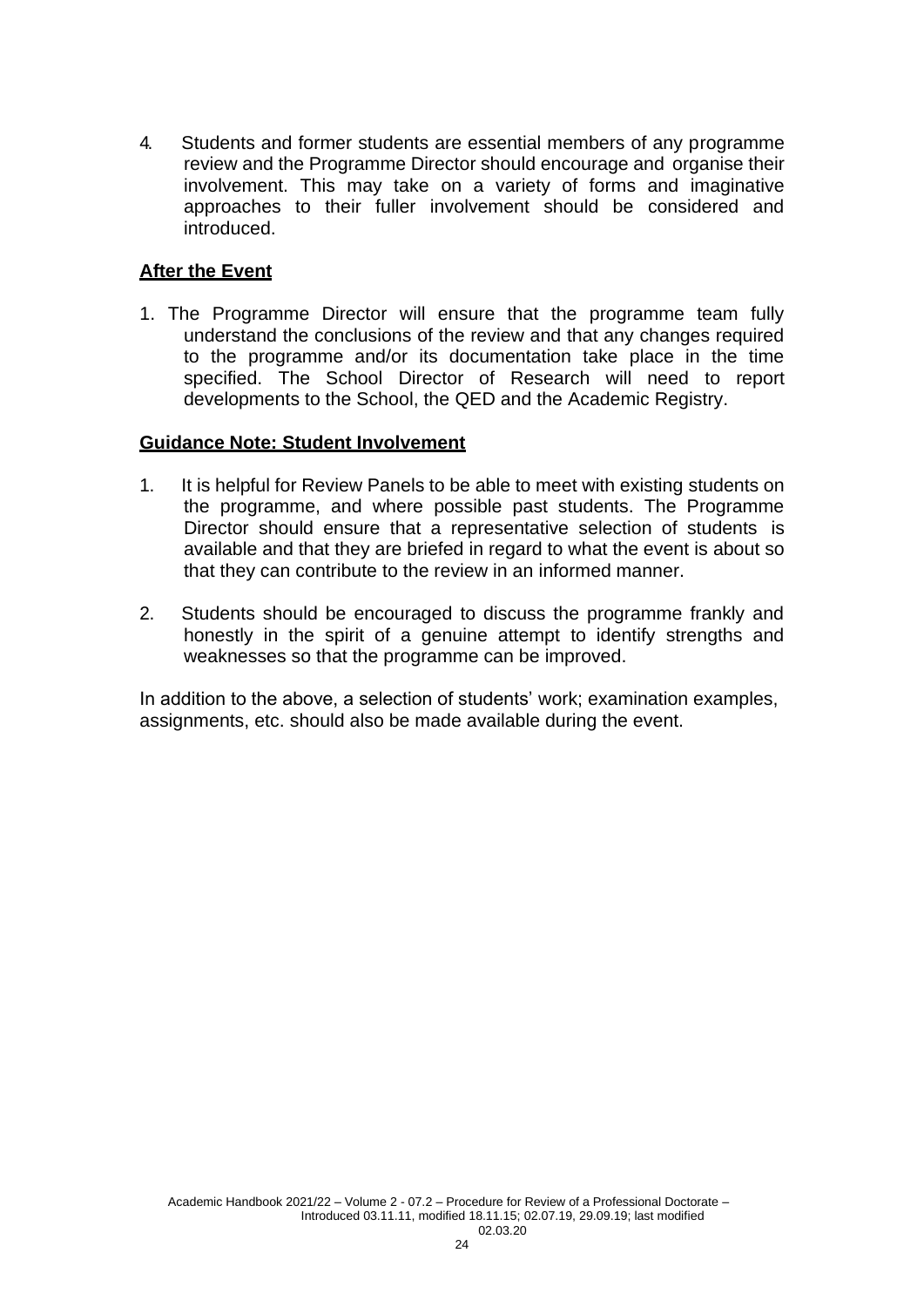4. Students and former students are essential members of any programme review and the Programme Director should encourage and organise their involvement. This may take on a variety of forms and imaginative approaches to their fuller involvement should be considered and introduced.

**After the Event**

1. The Programme Director will ensure that the programme team fully understand the conclusions of the review and that any changes required to the programme and/or its documentation take place in the time specified. The School Director of Research will need to report developments to the School, the QED and the Academic Registry.

**Guidance Note: Student Involvement**

1. It is helpful for Review Panels to be able to meet with existing students on the programme, and where possible past students. The Programme Director should ensure that a representative selection of students is available and that they are briefed in regard to what the event is about so that they can contribute to the review in an informed manner.

2. Students should be encouraged to discuss the programme frankly and honestly in the spirit of a genuine attempt to identify strengths and weaknesses so that the programme can be improved.

In addition to the above, a selection of students' work; examination examples, assignments, etc. should also be made available during the event.